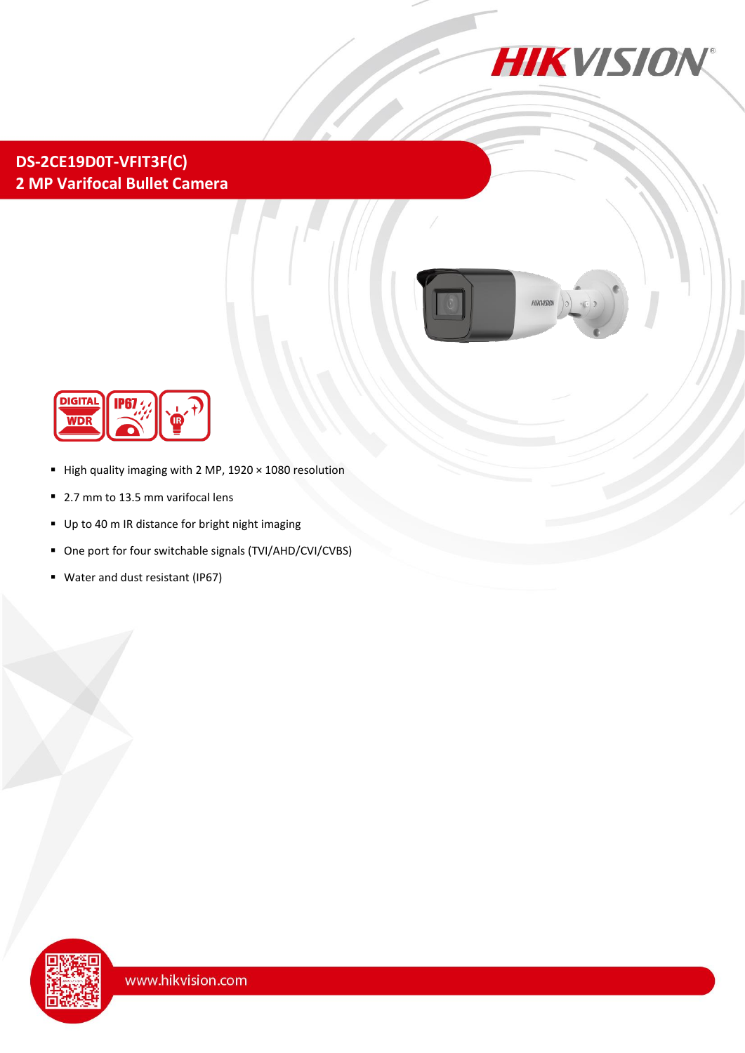# DS-2CE19D0T-VFIT3F(C)

## 2 MP Varifocal Bullet Camera

- High quality imaging with 2 MP, 1920 × 1080 resolution
- 2.7 mm to 13.5 mm varifocal lens
- Up to 40 m IR distance for bright night imaging
- One port for four switchable signals (TVI/AHD/CVI/CVBS)
- Water and dust resistant (IP67)

www.hikvision.com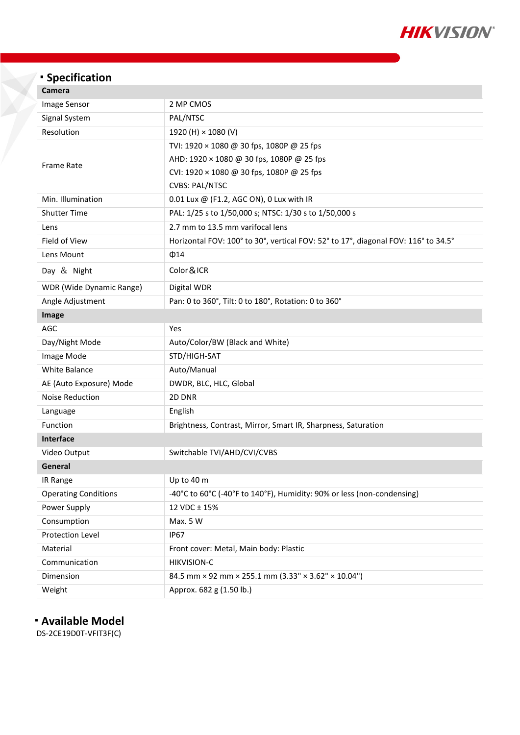## Specification

| Camera | |
|---|---|
| Image Sensor | 2 MP CMOS |
| Signal System | PAL/NTSC |
| Resolution | 1920 (H) × 1080 (V) |
| Frame Rate | TVI: 1920 × 1080 @ 30 fps, 1080P @ 25 fps<br>AHD: 1920 × 1080 @ 30 fps, 1080P @ 25 fps<br>CVI: 1920 × 1080 @ 30 fps, 1080P @ 25 fps<br>CVBS: PAL/NTSC |
| Min. Illumination | 0.01 Lux @ (F1.2, AGC ON), 0 Lux with IR |
| Shutter Time | PAL: 1/25 s to 1/50,000 s; NTSC: 1/30 s to 1/50,000 s |
| Lens | 2.7 mm to 13.5 mm varifocal lens |
| Field of View | Horizontal FOV: 100° to 30°, vertical FOV: 52° to 17°, diagonal FOV: 116° to 34.5° |
| Lens Mount | Φ14 |
| Day ＆ Night | Color＆ICR |
| WDR (Wide Dynamic Range) | Digital WDR |
| Angle Adjustment | Pan: 0 to 360°, Tilt: 0 to 180°, Rotation: 0 to 360° |
| **Image** | |
| AGC | Yes |
| Day/Night Mode | Auto/Color/BW (Black and White) |
| Image Mode | STD/HIGH-SAT |
| White Balance | Auto/Manual |
| AE (Auto Exposure) Mode | DWDR, BLC, HLC, Global |
| Noise Reduction | 2D DNR |
| Language | English |
| Function | Brightness, Contrast, Mirror, Smart IR, Sharpness, Saturation |
| **Interface** | |
| Video Output | Switchable TVI/AHD/CVI/CVBS |
| **General** | |
| IR Range | Up to 40 m |
| Operating Conditions | -40°C to 60°C (-40°F to 140°F), Humidity: 90% or less (non-condensing) |
| Power Supply | 12 VDC ± 15% |
| Consumption | Max. 5 W |
| Protection Level | IP67 |
| Material | Front cover: Metal, Main body: Plastic |
| Communication | HIKVISION-C |
| Dimension | 84.5 mm × 92 mm × 255.1 mm (3.33" × 3.62" × 10.04") |
| Weight | Approx. 682 g (1.50 lb.) |

## Available Model

DS-2CE19D0T-VFIT3F(C)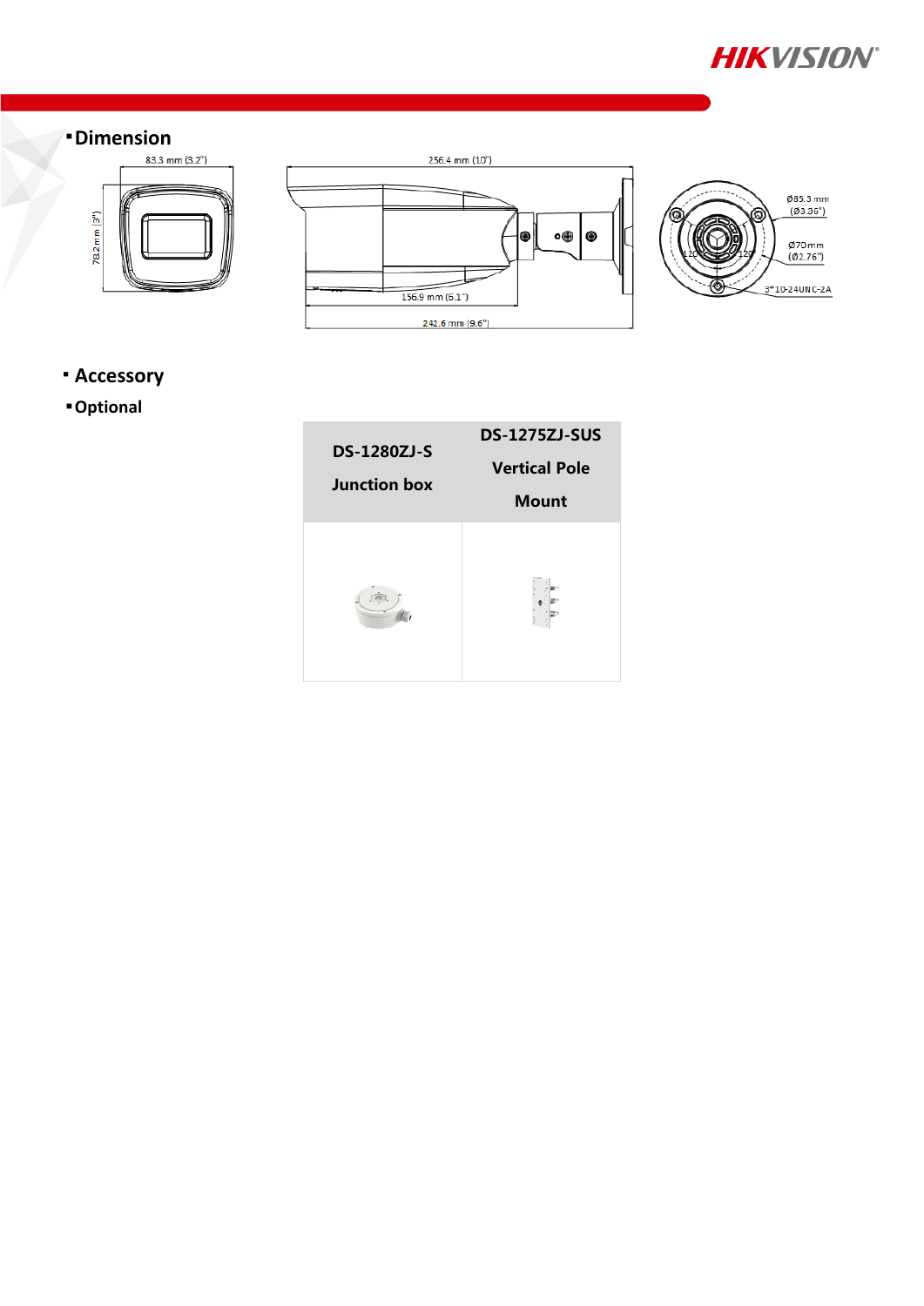## Dimension

83.3 mm (3.2")

78.2 mm (3")

256.4 mm (10")

156.9 mm (6.1")

242.6 mm (9.6")

Ø85.3 mm (Ø3.36")

Ø70mm (Ø2.76")

3*10-24UNC-2A

## Accessory

### Optional

| DS-1280ZJ-S Junction box | DS-1275ZJ-SUS Vertical Pole Mount |
|---|---|
| | |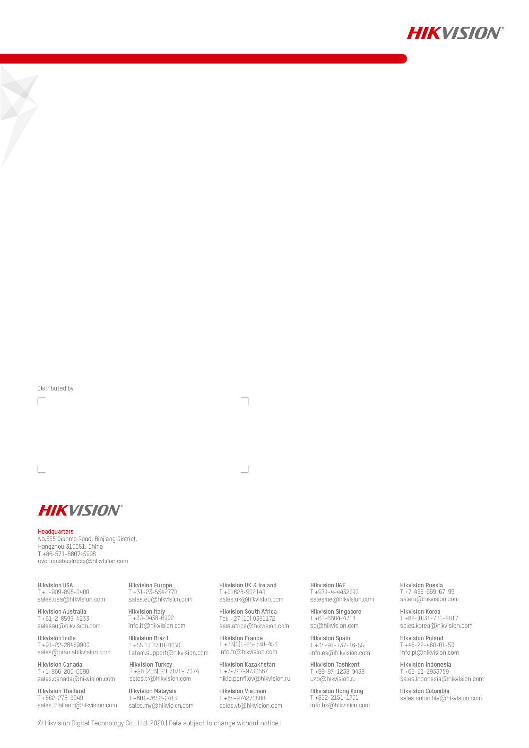Distributed by

**HIKVISION**

**Headquarters**
No.555 Qianmo Road, Binjiang District,
Hangzhou 310051, China
T +86-571-8807-5998
overseasbusiness@hikvision.com

**Hikvision USA**
T +1-909-895-0400
sales.usa@hikvision.com

**Hikvision Australia**
T +61-2-8599-4233
salesau@hikvision.com

**Hikvision India**
T +91-22-28469900
sales@pramahikvision.com

**Hikvision Canada**
T +1-866-200-6690
sales.canada@hikvision.com

**Hikvision Thailand**
T +662-275-9949
sales.thailand@hikvision.com

**Hikvision Europe**
T +31-23-5542770
sales.eu@hikvision.com

**Hikvision Italy**
T +39-0438-6902
info.it@hikvision.com

**Hikvision Brazil**
T +55 11 3318-0050
Latam.support@hikvision.com

**Hikvision Turkey**
T +90 (216)521 7070- 7074
sales.tr@hikvision.com

**Hikvision Malaysia**
T +601-7652-2413
sales.my@hikvision.com

**Hikvision UK & Ireland**
T +01628-902140
sales.uk@hikvision.com

**Hikvision South Africa**
Tel: +27 (10) 0351172
sale.africa@hikvision.com

**Hikvision France**
T +33(0)1-85-330-450
info.fr@hikvision.com

**Hikvision Kazakhstan**
T +7-727-9730667
nikia.panfilov@hikvision.ru

**Hikvision Vietnam**
T +84-974270888
sales.vt@hikvision.com

**Hikvision UAE**
T +971-4-4432090
salesme@hikvision.com

**Hikvision Singapore**
T +65-6684-4718
sg@hikvision.com

**Hikvision Spain**
T +34-91-737-16-55
info.es@hikvision.com

**Hikvision Tashkent**
T +99-87-1238-9438
uzb@hikvision.ru

**Hikvision Hong Kong**
T +852-2151-1761
info.hk@hikvision.com

**Hikvision Russia**
T +7-495-669-67-99
saleru@hikvision.com

**Hikvision Korea**
T +82-(0)31-731-8817
sales.korea@hikvision.com

**Hikvision Poland**
T +48-22-460-01-50
info.pl@hikvision.com

**Hikvision Indonesia**
T +62-21-2933759
Sales.Indonesia@hikvision.com

**Hikvision Colombia**
sales.colombia@hikvision.com

© Hikvision Digital Technology Co., Ltd. 2020 | Data subject to change without notice |